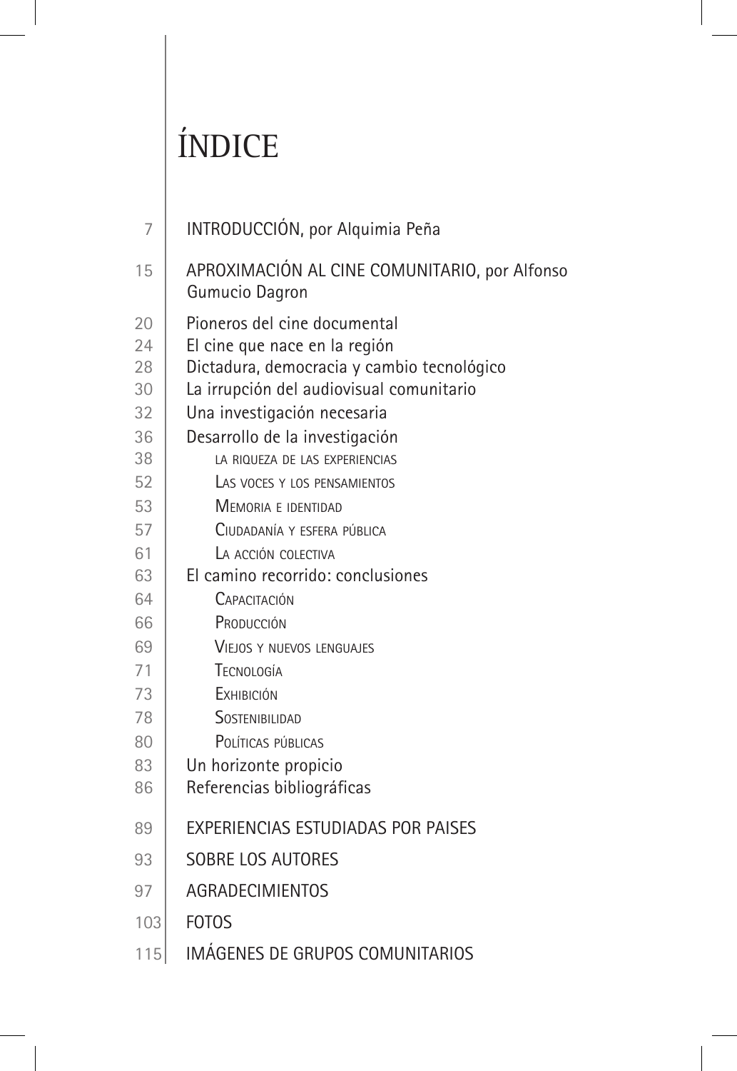# ÍNDICE

| | |
|---|---|
| 7 | INTRODUCCIÓN, por Alquimia Peña |
| 15 | APROXIMACIÓN AL CINE COMUNITARIO, por Alfonso Gumucio Dagron |
| 20 | Pioneros del cine documental |
| 24 | El cine que nace en la región |
| 28 | Dictadura, democracia y cambio tecnológico |
| 30 | La irrupción del audiovisual comunitario |
| 32 | Una investigación necesaria |
| 36 | Desarrollo de la investigación |
| 38 | la riqueza de las experiencias |
| 52 | Las voces y los pensamientos |
| 53 | Memoria e identidad |
| 57 | Ciudadanía y esfera pública |
| 61 | La acción colectiva |
| 63 | El camino recorrido: conclusiones |
| 64 | Capacitación |
| 66 | Producción |
| 69 | Viejos y nuevos lenguajes |
| 71 | Tecnología |
| 73 | Exhibición |
| 78 | Sostenibilidad |
| 80 | Políticas públicas |
| 83 | Un horizonte propicio |
| 86 | Referencias bibliográficas |
| 89 | EXPERIENCIAS ESTUDIADAS POR PAISES |
| 93 | SOBRE LOS AUTORES |
| 97 | AGRADECIMIENTOS |
| 103 | FOTOS |
| 115 | IMÁGENES DE GRUPOS COMUNITARIOS |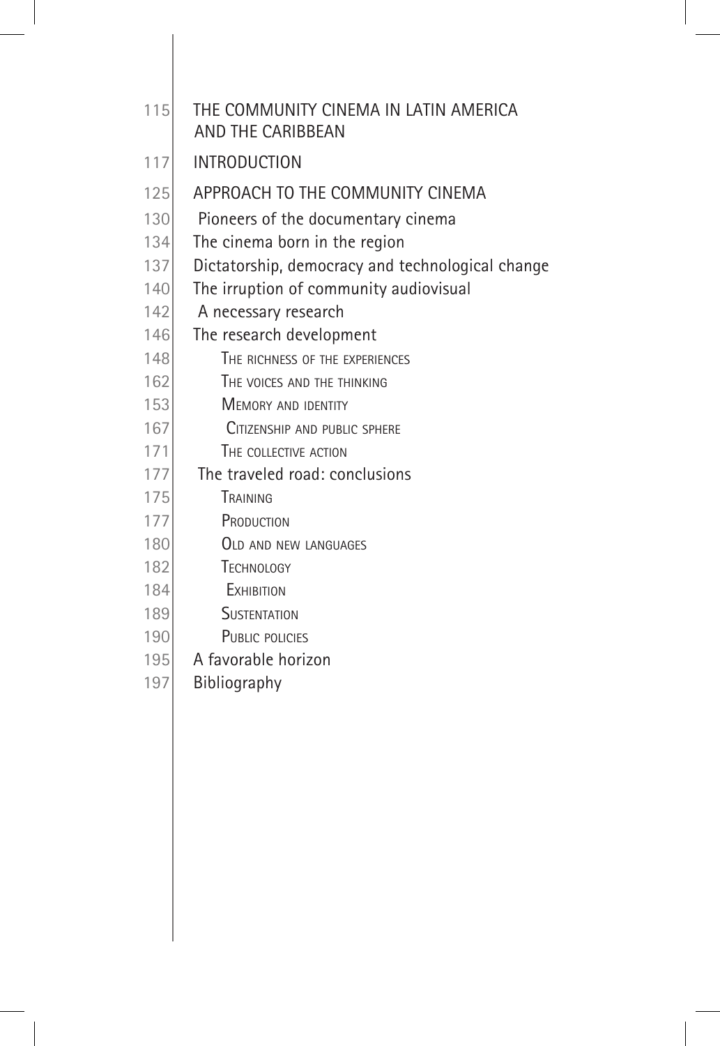| | |
|---|---|
| 115 | THE COMMUNITY CINEMA IN LATIN AMERICA AND THE CARIBBEAN |
| 117 | INTRODUCTION |
| 125 | APPROACH TO THE COMMUNITY CINEMA |
| 130 | Pioneers of the documentary cinema |
| 134 | The cinema born in the region |
| 137 | Dictatorship, democracy and technological change |
| 140 | The irruption of community audiovisual |
| 142 | A necessary research |
| 146 | The research development |
| 148 | The richness of the experiences |
| 162 | The voices and the thinking |
| 153 | Memory and identity |
| 167 | Citizenship and public sphere |
| 171 | The collective action |
| 177 | The traveled road: conclusions |
| 175 | Training |
| 177 | Production |
| 180 | Old and new languages |
| 182 | Technology |
| 184 | Exhibition |
| 189 | Sustentation |
| 190 | Public policies |
| 195 | A favorable horizon |
| 197 | Bibliography |